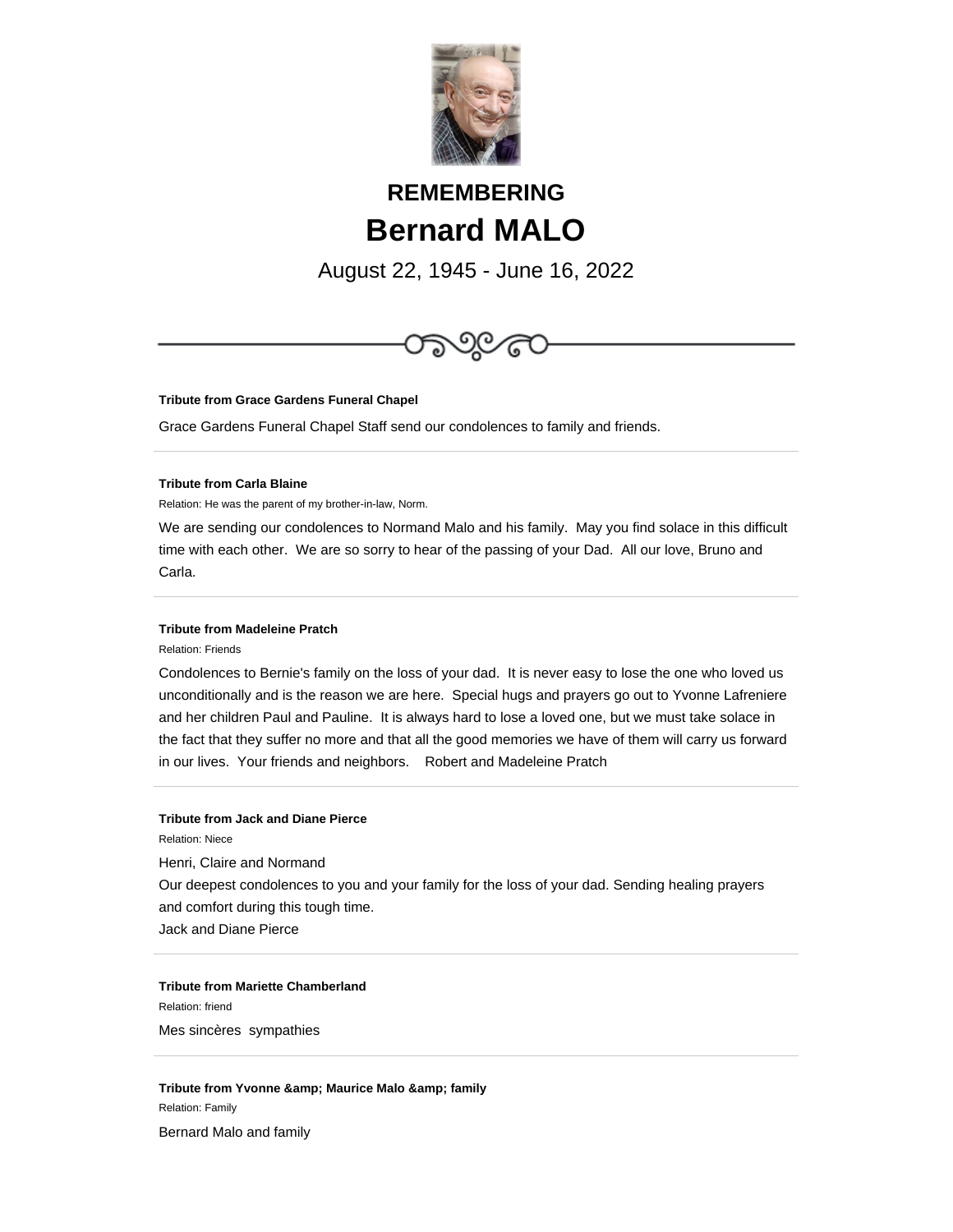# REMEMBERING

# Bernard MALO

August 22, 1945 - June 16, 2022

---

**Tribute from Grace Gardens Funeral Chapel**

Grace Gardens Funeral Chapel Staff send our condolences to family and friends.

---

**Tribute from Carla Blaine**

Relation: He was the parent of my brother-in-law, Norm.

We are sending our condolences to Normand Malo and his family. May you find solace in this difficult time with each other. We are so sorry to hear of the passing of your Dad. All our love, Bruno and Carla.

---

**Tribute from Madeleine Pratch**

Relation: Friends

Condolences to Bernie's family on the loss of your dad. It is never easy to lose the one who loved us unconditionally and is the reason we are here. Special hugs and prayers go out to Yvonne Lafreniere and her children Paul and Pauline. It is always hard to lose a loved one, but we must take solace in the fact that they suffer no more and that all the good memories we have of them will carry us forward in our lives. Your friends and neighbors. Robert and Madeleine Pratch

---

**Tribute from Jack and Diane Pierce**

Relation: Niece

Henri, Claire and Normand
Our deepest condolences to you and your family for the loss of your dad. Sending healing prayers and comfort during this tough time.
Jack and Diane Pierce

---

**Tribute from Mariette Chamberland**

Relation: friend

Mes sincères sympathies

---

**Tribute from Yvonne &amp; Maurice Malo &amp; family**

Relation: Family

Bernard Malo and family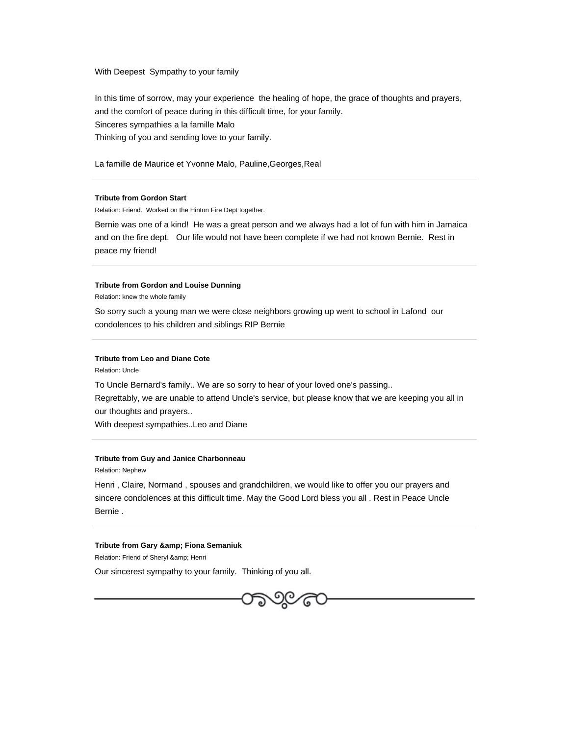With Deepest  Sympathy to your family

In this time of sorrow, may your experience  the healing of hope, the grace of thoughts and prayers, and the comfort of peace during in this difficult time, for your family.
Sinceres sympathies a la famille Malo
Thinking of you and sending love to your family.

La famille de Maurice et Yvonne Malo, Pauline,Georges,Real

---

**Tribute from Gordon Start**

Relation: Friend.  Worked on the Hinton Fire Dept together.

Bernie was one of a kind!  He was a great person and we always had a lot of fun with him in Jamaica and on the fire dept.   Our life would not have been complete if we had not known Bernie.  Rest in peace my friend!

---

**Tribute from Gordon and Louise Dunning**

Relation: knew the whole family

So sorry such a young man we were close neighbors growing up went to school in Lafond  our condolences to his children and siblings RIP Bernie

---

**Tribute from Leo and Diane Cote**

Relation: Uncle

To Uncle Bernard's family.. We are so sorry to hear of your loved one's passing..
Regrettably, we are unable to attend Uncle's service, but please know that we are keeping you all in our thoughts and prayers..
With deepest sympathies..Leo and Diane

---

**Tribute from Guy and Janice Charbonneau**

Relation: Nephew

Henri , Claire, Normand , spouses and grandchildren, we would like to offer you our prayers and sincere condolences at this difficult time. May the Good Lord bless you all . Rest in Peace Uncle Bernie .

---

**Tribute from Gary &amp; Fiona Semaniuk**

Relation: Friend of Sheryl &amp; Henri

Our sincerest sympathy to your family.  Thinking of you all.